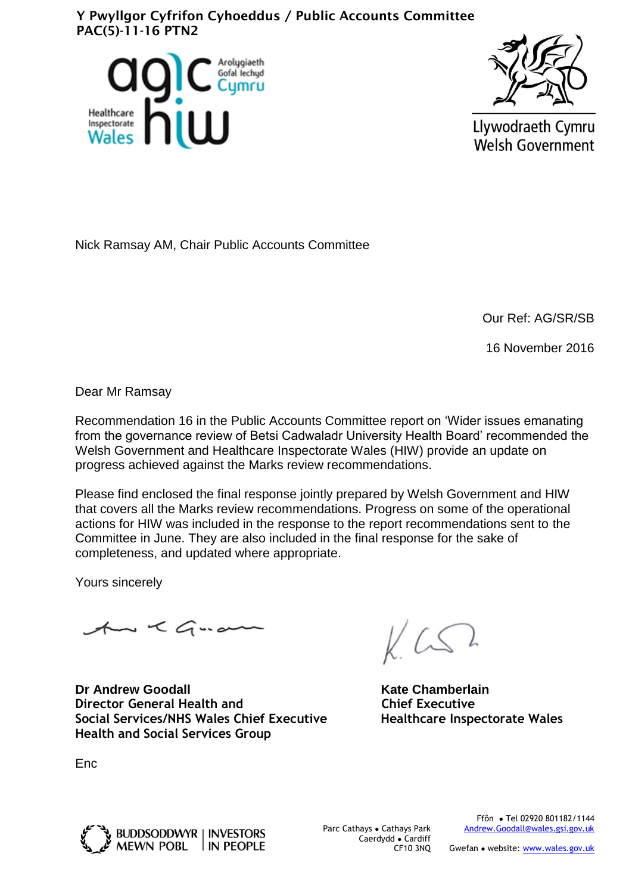**Y Pwyllgor Cyfrifon Cyhoeddus / Public Accounts Committee**
**PAC(5)-11-16 PTN2**

Arolygiaeth Gofal Iechyd Cymru
Healthcare Inspectorate Wales

Llywodraeth Cymru
Welsh Government

Nick Ramsay AM, Chair Public Accounts Committee

Our Ref: AG/SR/SB

16 November 2016

Dear Mr Ramsay

Recommendation 16 in the Public Accounts Committee report on 'Wider issues emanating from the governance review of Betsi Cadwaladr University Health Board' recommended the Welsh Government and Healthcare Inspectorate Wales (HIW) provide an update on progress achieved against the Marks review recommendations.

Please find enclosed the final response jointly prepared by Welsh Government and HIW that covers all the Marks review recommendations. Progress on some of the operational actions for HIW was included in the response to the report recommendations sent to the Committee in June. They are also included in the final response for the sake of completeness, and updated where appropriate.

Yours sincerely

**Dr Andrew Goodall**
**Director General Health and Social Services/NHS Wales Chief Executive**
**Health and Social Services Group**

**Kate Chamberlain**
**Chief Executive**
**Healthcare Inspectorate Wales**

Enc

BUDDSODDWYR MEWN POBL | INVESTORS IN PEOPLE

Parc Cathays • Cathays Park
Caerdydd • Cardiff
CF10 3NQ

Ffôn • Tel 02920 801182/1144
Andrew.Goodall@wales.gsi.gov.uk
Gwefan • website: www.wales.gov.uk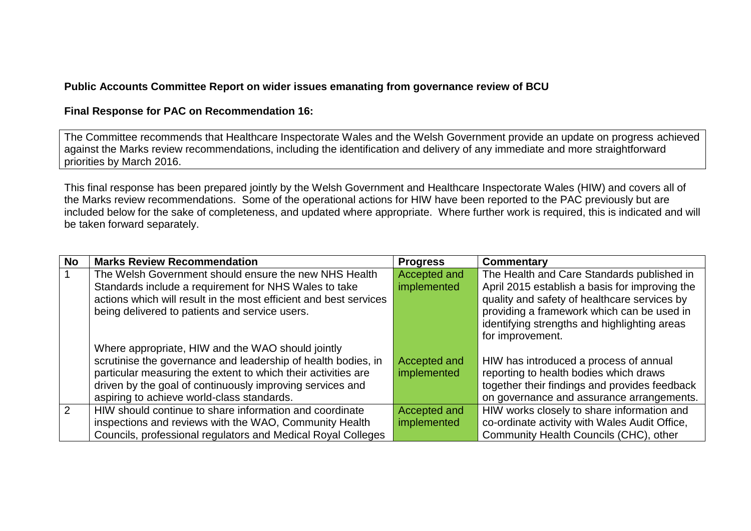**Public Accounts Committee Report on wider issues emanating from governance review of BCU**

**Final Response for PAC on Recommendation 16:**

The Committee recommends that Healthcare Inspectorate Wales and the Welsh Government provide an update on progress achieved against the Marks review recommendations, including the identification and delivery of any immediate and more straightforward priorities by March 2016.

This final response has been prepared jointly by the Welsh Government and Healthcare Inspectorate Wales (HIW) and covers all of the Marks review recommendations. Some of the operational actions for HIW have been reported to the PAC previously but are included below for the sake of completeness, and updated where appropriate. Where further work is required, this is indicated and will be taken forward separately.

| No | Marks Review Recommendation | Progress | Commentary |
|---|---|---|---|
| 1 | The Welsh Government should ensure the new NHS Health Standards include a requirement for NHS Wales to take actions which will result in the most efficient and best services being delivered to patients and service users. | Accepted and implemented | The Health and Care Standards published in April 2015 establish a basis for improving the quality and safety of healthcare services by providing a framework which can be used in identifying strengths and highlighting areas for improvement. |
| | Where appropriate, HIW and the WAO should jointly scrutinise the governance and leadership of health bodies, in particular measuring the extent to which their activities are driven by the goal of continuously improving services and aspiring to achieve world-class standards. | Accepted and implemented | HIW has introduced a process of annual reporting to health bodies which draws together their findings and provides feedback on governance and assurance arrangements. |
| 2 | HIW should continue to share information and coordinate inspections and reviews with the WAO, Community Health Councils, professional regulators and Medical Royal Colleges | Accepted and implemented | HIW works closely to share information and co-ordinate activity with Wales Audit Office, Community Health Councils (CHC), other |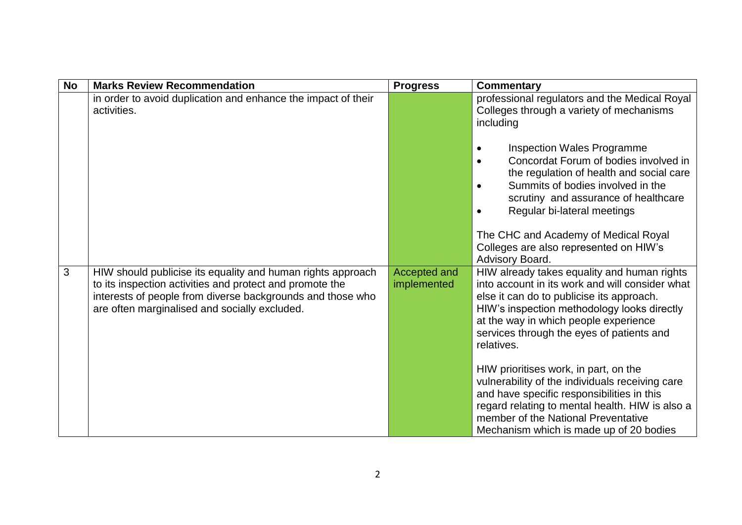| No | Marks Review Recommendation | Progress | Commentary |
|---|---|---|---|
| | in order to avoid duplication and enhance the impact of their activities. | | professional regulators and the Medical Royal Colleges through a variety of mechanisms including<br><br>• Inspection Wales Programme<br>• Concordat Forum of bodies involved in the regulation of health and social care<br>• Summits of bodies involved in the scrutiny and assurance of healthcare<br>• Regular bi-lateral meetings<br><br>The CHC and Academy of Medical Royal Colleges are also represented on HIW's Advisory Board. |
| 3 | HIW should publicise its equality and human rights approach to its inspection activities and protect and promote the interests of people from diverse backgrounds and those who are often marginalised and socially excluded. | Accepted and implemented | HIW already takes equality and human rights into account in its work and will consider what else it can do to publicise its approach. HIW's inspection methodology looks directly at the way in which people experience services through the eyes of patients and relatives.<br><br>HIW prioritises work, in part, on the vulnerability of the individuals receiving care and have specific responsibilities in this regard relating to mental health. HIW is also a member of the National Preventative Mechanism which is made up of 20 bodies |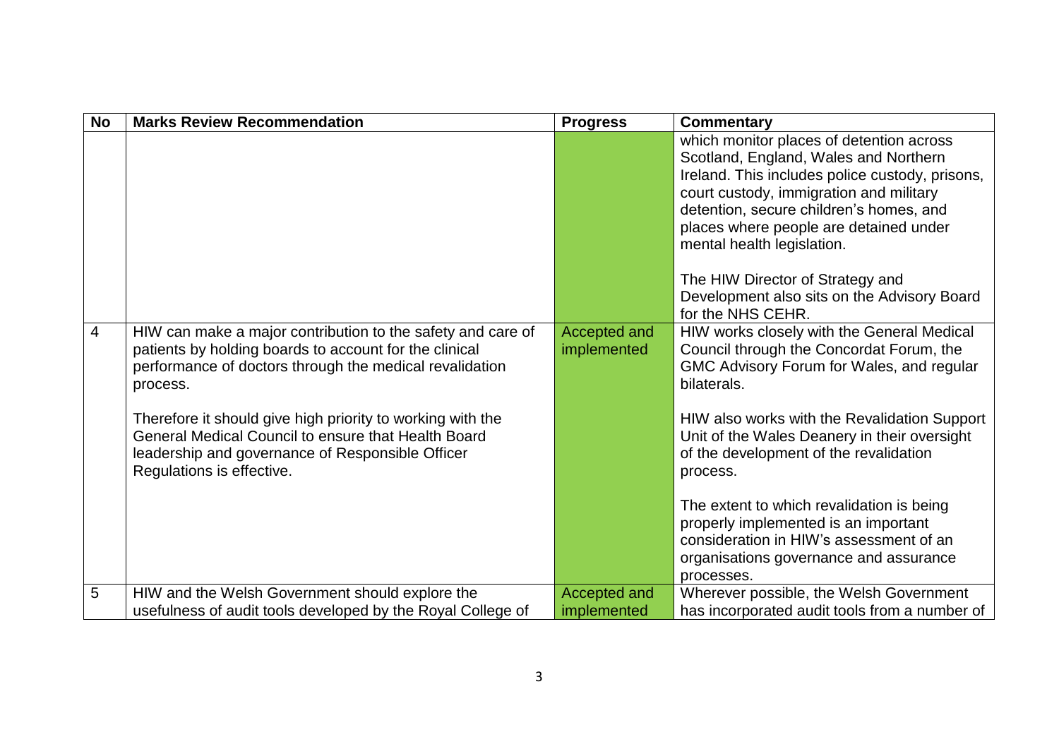| No | Marks Review Recommendation | Progress | Commentary |
|---|---|---|---|
| | | | which monitor places of detention across Scotland, England, Wales and Northern Ireland. This includes police custody, prisons, court custody, immigration and military detention, secure children's homes, and places where people are detained under mental health legislation.<br><br>The HIW Director of Strategy and Development also sits on the Advisory Board for the NHS CEHR. |
| 4 | HIW can make a major contribution to the safety and care of patients by holding boards to account for the clinical performance of doctors through the medical revalidation process.<br><br>Therefore it should give high priority to working with the General Medical Council to ensure that Health Board leadership and governance of Responsible Officer Regulations is effective. | Accepted and implemented | HIW works closely with the General Medical Council through the Concordat Forum, the GMC Advisory Forum for Wales, and regular bilaterals.<br><br>HIW also works with the Revalidation Support Unit of the Wales Deanery in their oversight of the development of the revalidation process.<br><br>The extent to which revalidation is being properly implemented is an important consideration in HIW's assessment of an organisations governance and assurance processes. |
| 5 | HIW and the Welsh Government should explore the usefulness of audit tools developed by the Royal College of | Accepted and implemented | Wherever possible, the Welsh Government has incorporated audit tools from a number of |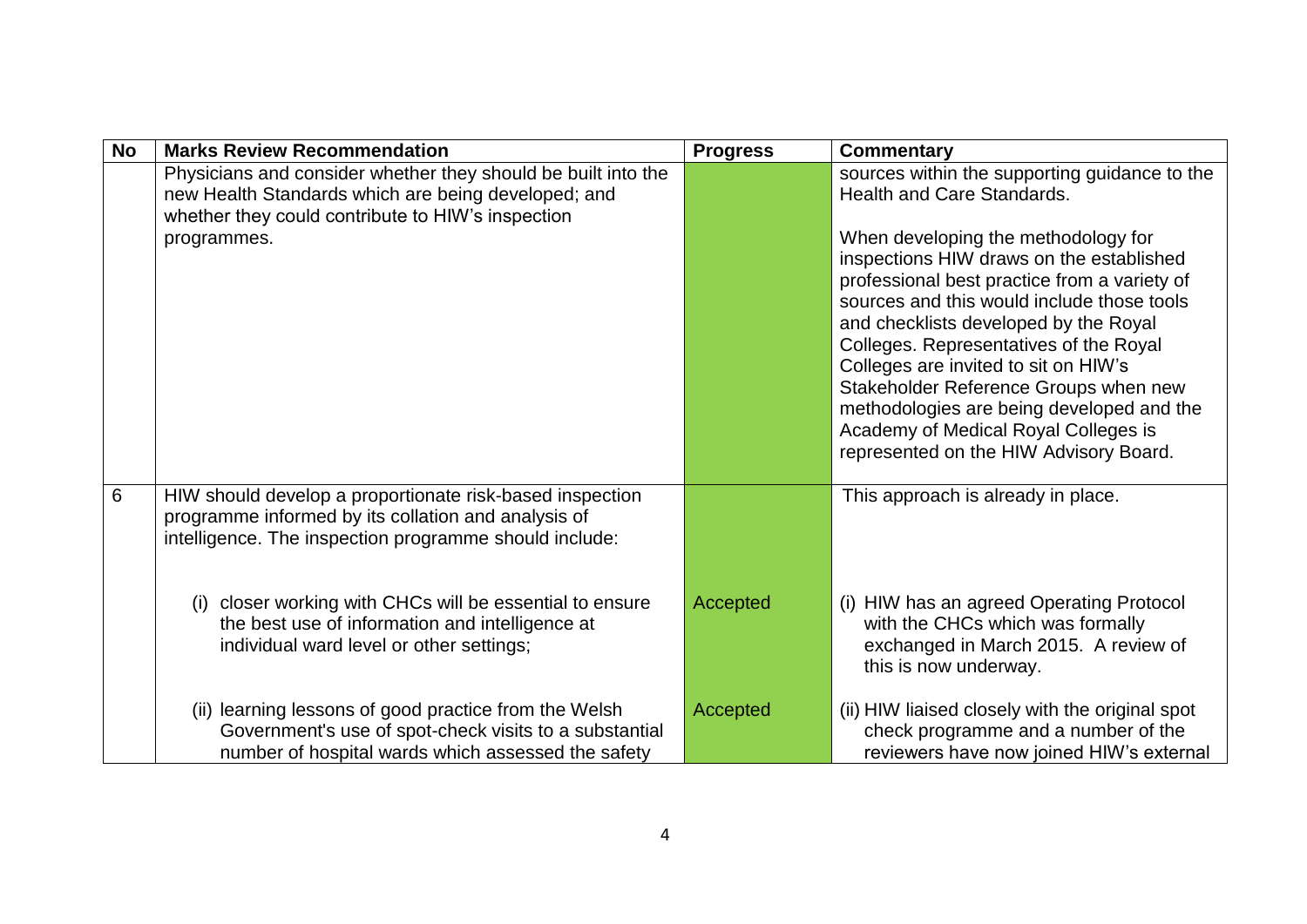| No | Marks Review Recommendation | Progress | Commentary |
|---|---|---|---|
| | Physicians and consider whether they should be built into the new Health Standards which are being developed; and whether they could contribute to HIW's inspection programmes. | | sources within the supporting guidance to the Health and Care Standards.<br><br>When developing the methodology for inspections HIW draws on the established professional best practice from a variety of sources and this would include those tools and checklists developed by the Royal Colleges. Representatives of the Royal Colleges are invited to sit on HIW's Stakeholder Reference Groups when new methodologies are being developed and the Academy of Medical Royal Colleges is represented on the HIW Advisory Board. |
| 6 | HIW should develop a proportionate risk-based inspection programme informed by its collation and analysis of intelligence. The inspection programme should include: | | This approach is already in place. |
| | (i) closer working with CHCs will be essential to ensure the best use of information and intelligence at individual ward level or other settings; | Accepted | (i) HIW has an agreed Operating Protocol with the CHCs which was formally exchanged in March 2015. A review of this is now underway. |
| | (ii) learning lessons of good practice from the Welsh Government's use of spot-check visits to a substantial number of hospital wards which assessed the safety | Accepted | (ii) HIW liaised closely with the original spot check programme and a number of the reviewers have now joined HIW's external |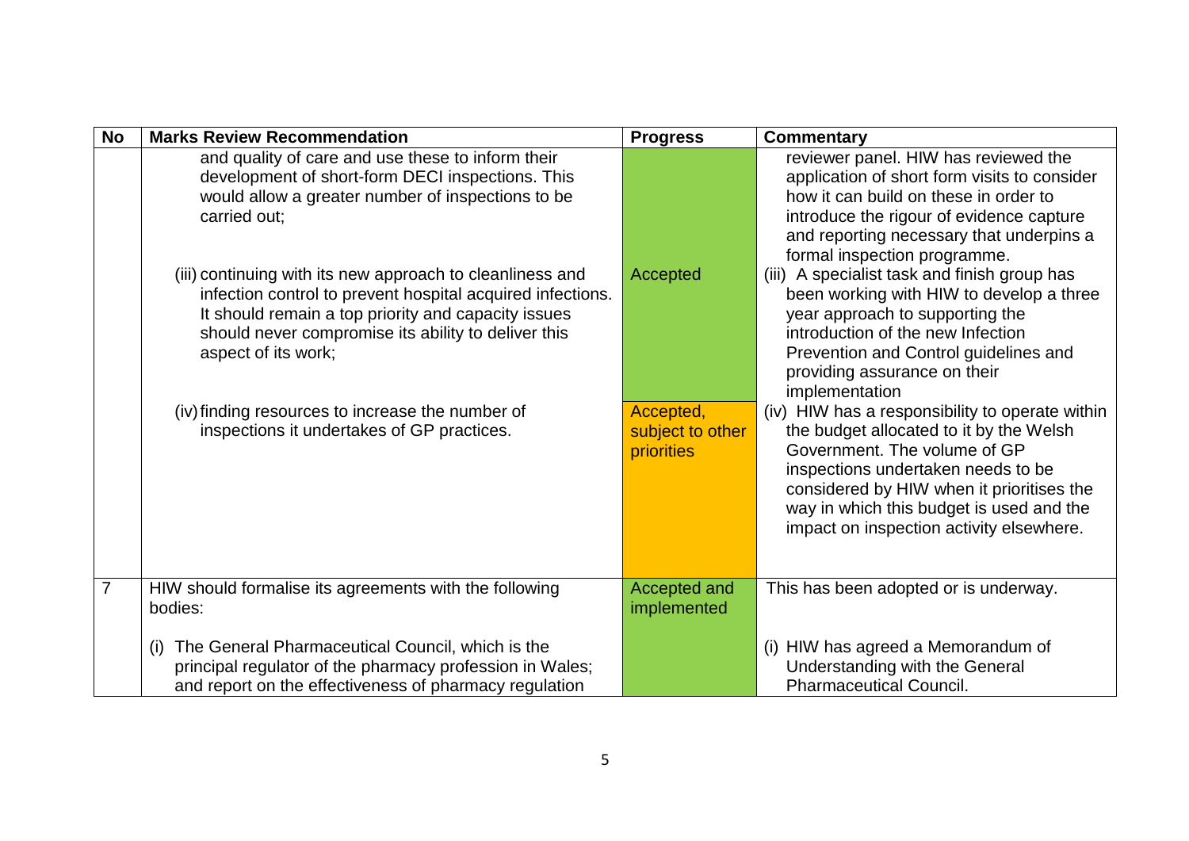| No | Marks Review Recommendation | Progress | Commentary |
|---|---|---|---|
| | and quality of care and use these to inform their development of short-form DECI inspections. This would allow a greater number of inspections to be carried out; | | reviewer panel. HIW has reviewed the application of short form visits to consider how it can build on these in order to introduce the rigour of evidence capture and reporting necessary that underpins a formal inspection programme. |
| | (iii) continuing with its new approach to cleanliness and infection control to prevent hospital acquired infections. It should remain a top priority and capacity issues should never compromise its ability to deliver this aspect of its work; | Accepted | (iii) A specialist task and finish group has been working with HIW to develop a three year approach to supporting the introduction of the new Infection Prevention and Control guidelines and providing assurance on their implementation |
| | (iv) finding resources to increase the number of inspections it undertakes of GP practices. | Accepted, subject to other priorities | (iv) HIW has a responsibility to operate within the budget allocated to it by the Welsh Government. The volume of GP inspections undertaken needs to be considered by HIW when it prioritises the way in which this budget is used and the impact on inspection activity elsewhere. |
| 7 | HIW should formalise its agreements with the following bodies: | Accepted and implemented | This has been adopted or is underway. |
| | (i) The General Pharmaceutical Council, which is the principal regulator of the pharmacy profession in Wales; and report on the effectiveness of pharmacy regulation | | (i) HIW has agreed a Memorandum of Understanding with the General Pharmaceutical Council. |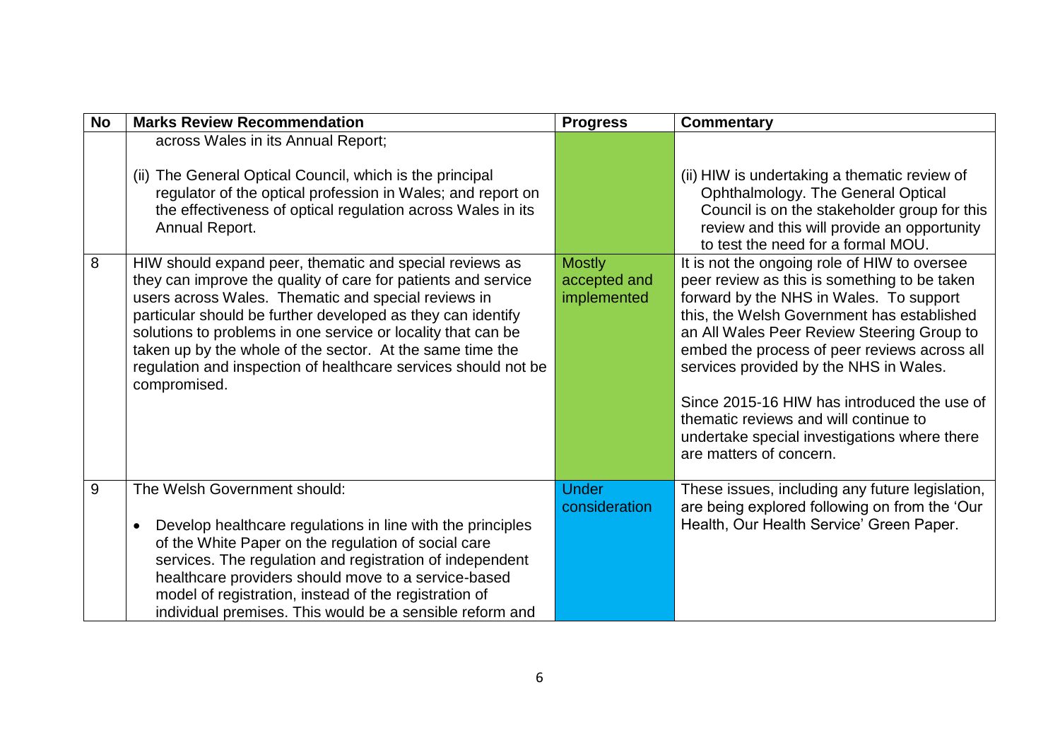| No | Marks Review Recommendation | Progress | Commentary |
|---|---|---|---|
| | across Wales in its Annual Report;<br><br>(ii) The General Optical Council, which is the principal regulator of the optical profession in Wales; and report on the effectiveness of optical regulation across Wales in its Annual Report. | | (ii) HIW is undertaking a thematic review of Ophthalmology. The General Optical Council is on the stakeholder group for this review and this will provide an opportunity to test the need for a formal MOU. |
| 8 | HIW should expand peer, thematic and special reviews as they can improve the quality of care for patients and service users across Wales. Thematic and special reviews in particular should be further developed as they can identify solutions to problems in one service or locality that can be taken up by the whole of the sector. At the same time the regulation and inspection of healthcare services should not be compromised. | Mostly accepted and implemented | It is not the ongoing role of HIW to oversee peer review as this is something to be taken forward by the NHS in Wales. To support this, the Welsh Government has established an All Wales Peer Review Steering Group to embed the process of peer reviews across all services provided by the NHS in Wales.<br><br>Since 2015-16 HIW has introduced the use of thematic reviews and will continue to undertake special investigations where there are matters of concern. |
| 9 | The Welsh Government should:<br><br>• Develop healthcare regulations in line with the principles of the White Paper on the regulation of social care services. The regulation and registration of independent healthcare providers should move to a service-based model of registration, instead of the registration of individual premises. This would be a sensible reform and | Under consideration | These issues, including any future legislation, are being explored following on from the 'Our Health, Our Health Service' Green Paper. |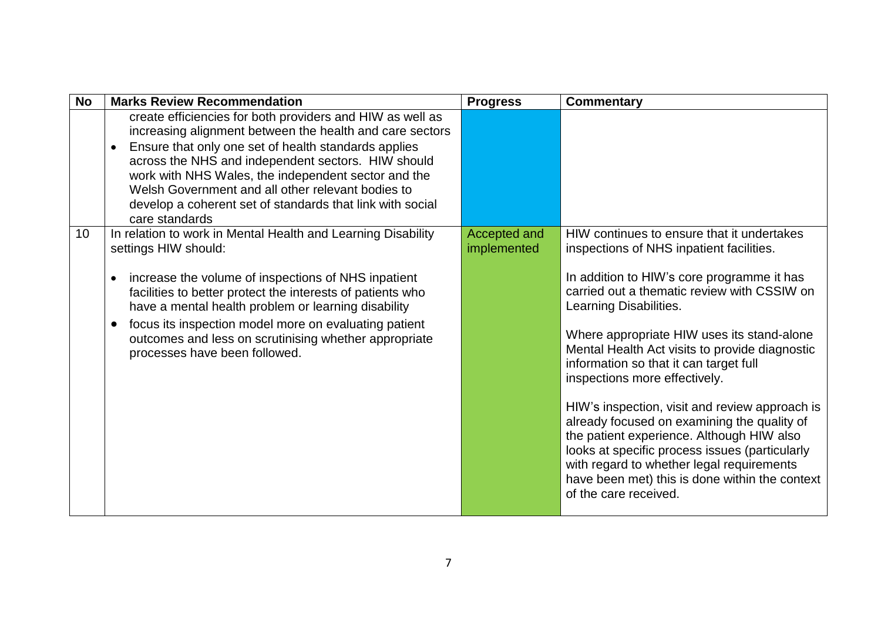| No | Marks Review Recommendation | Progress | Commentary |
| --- | --- | --- | --- |
| | create efficiencies for both providers and HIW as well as increasing alignment between the health and care sectors<br>• Ensure that only one set of health standards applies across the NHS and independent sectors. HIW should work with NHS Wales, the independent sector and the Welsh Government and all other relevant bodies to develop a coherent set of standards that link with social care standards | | |
| 10 | In relation to work in Mental Health and Learning Disability settings HIW should:<br><br>• increase the volume of inspections of NHS inpatient facilities to better protect the interests of patients who have a mental health problem or learning disability<br>• focus its inspection model more on evaluating patient outcomes and less on scrutinising whether appropriate processes have been followed. | Accepted and implemented | HIW continues to ensure that it undertakes inspections of NHS inpatient facilities.<br><br>In addition to HIW's core programme it has carried out a thematic review with CSSIW on Learning Disabilities.<br><br>Where appropriate HIW uses its stand-alone Mental Health Act visits to provide diagnostic information so that it can target full inspections more effectively.<br><br>HIW's inspection, visit and review approach is already focused on examining the quality of the patient experience. Although HIW also looks at specific process issues (particularly with regard to whether legal requirements have been met) this is done within the context of the care received. |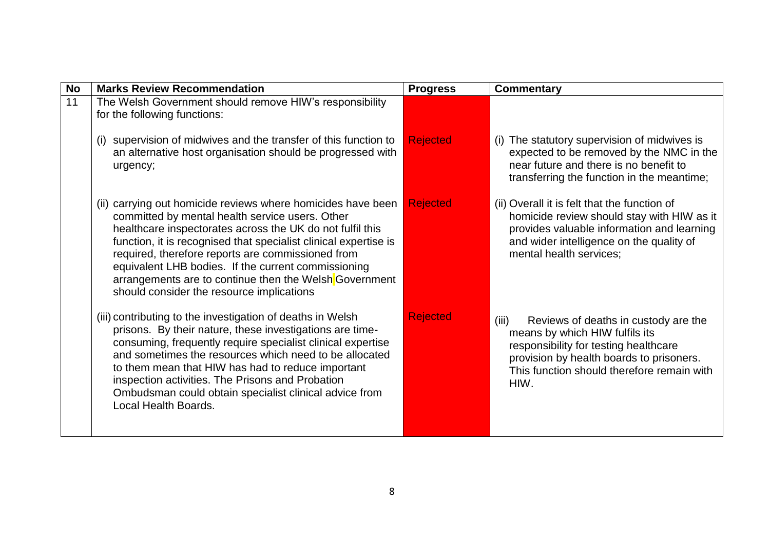| No | Marks Review Recommendation | Progress | Commentary |
|---|---|---|---|
| 11 | The Welsh Government should remove HIW's responsibility for the following functions: | | |
| | (i) supervision of midwives and the transfer of this function to an alternative host organisation should be progressed with urgency; | Rejected | (i) The statutory supervision of midwives is expected to be removed by the NMC in the near future and there is no benefit to transferring the function in the meantime; |
| | (ii) carrying out homicide reviews where homicides have been committed by mental health service users. Other healthcare inspectorates across the UK do not fulfil this function, it is recognised that specialist clinical expertise is required, therefore reports are commissioned from equivalent LHB bodies. If the current commissioning arrangements are to continue then the Welsh Government should consider the resource implications | Rejected | (ii) Overall it is felt that the function of homicide review should stay with HIW as it provides valuable information and learning and wider intelligence on the quality of mental health services; |
| | (iii) contributing to the investigation of deaths in Welsh prisons. By their nature, these investigations are time-consuming, frequently require specialist clinical expertise and sometimes the resources which need to be allocated to them mean that HIW has had to reduce important inspection activities. The Prisons and Probation Ombudsman could obtain specialist clinical advice from Local Health Boards. | Rejected | (iii) Reviews of deaths in custody are the means by which HIW fulfils its responsibility for testing healthcare provision by health boards to prisoners. This function should therefore remain with HIW. |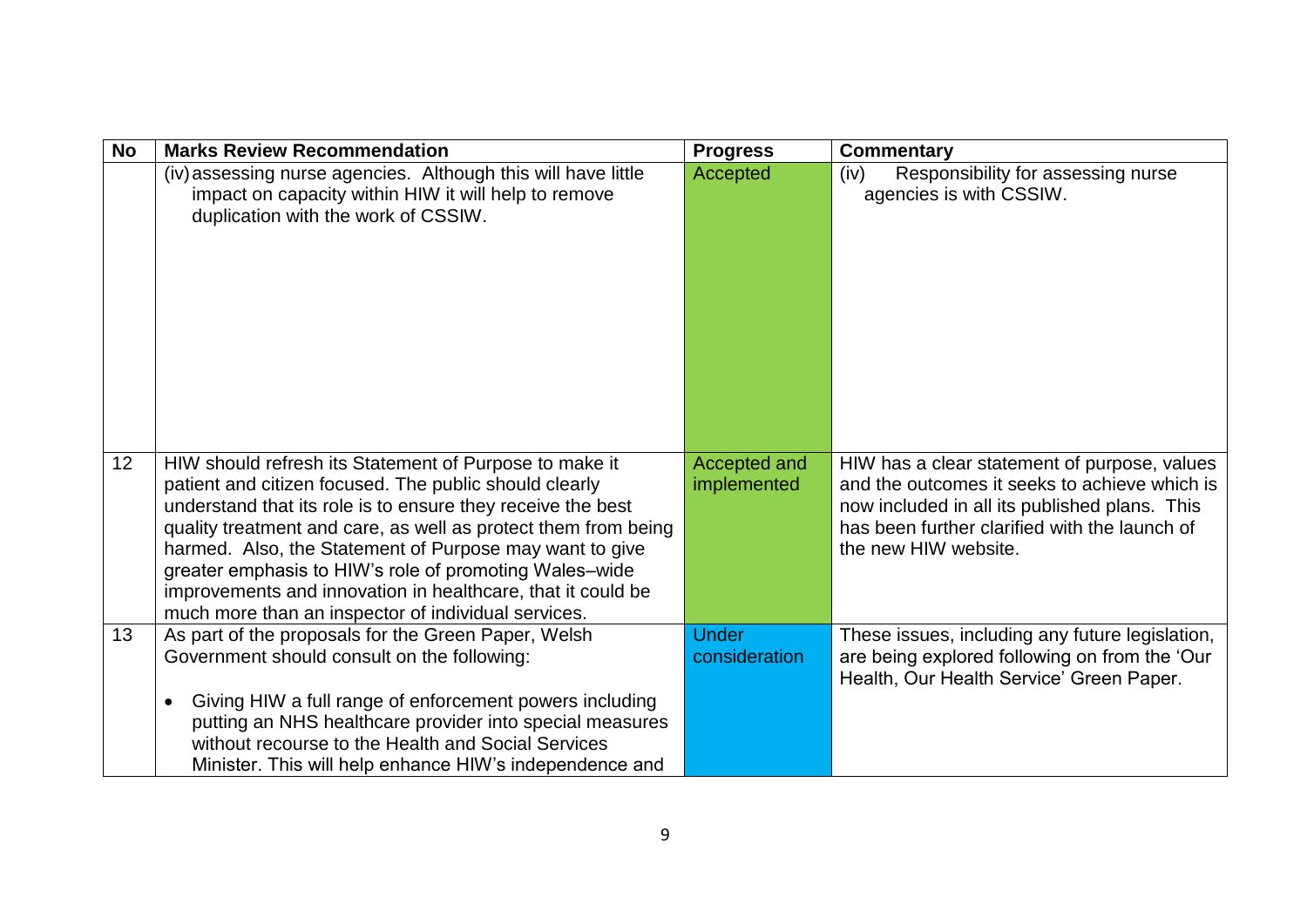| No | Marks Review Recommendation | Progress | Commentary |
|---|---|---|---|
| | (iv) assessing nurse agencies. Although this will have little impact on capacity within HIW it will help to remove duplication with the work of CSSIW. | Accepted | (iv) Responsibility for assessing nurse agencies is with CSSIW. |
| 12 | HIW should refresh its Statement of Purpose to make it patient and citizen focused. The public should clearly understand that its role is to ensure they receive the best quality treatment and care, as well as protect them from being harmed. Also, the Statement of Purpose may want to give greater emphasis to HIW's role of promoting Wales–wide improvements and innovation in healthcare, that it could be much more than an inspector of individual services. | Accepted and implemented | HIW has a clear statement of purpose, values and the outcomes it seeks to achieve which is now included in all its published plans. This has been further clarified with the launch of the new HIW website. |
| 13 | As part of the proposals for the Green Paper, Welsh Government should consult on the following:<br><br>• Giving HIW a full range of enforcement powers including putting an NHS healthcare provider into special measures without recourse to the Health and Social Services Minister. This will help enhance HIW's independence and | Under consideration | These issues, including any future legislation, are being explored following on from the 'Our Health, Our Health Service' Green Paper. |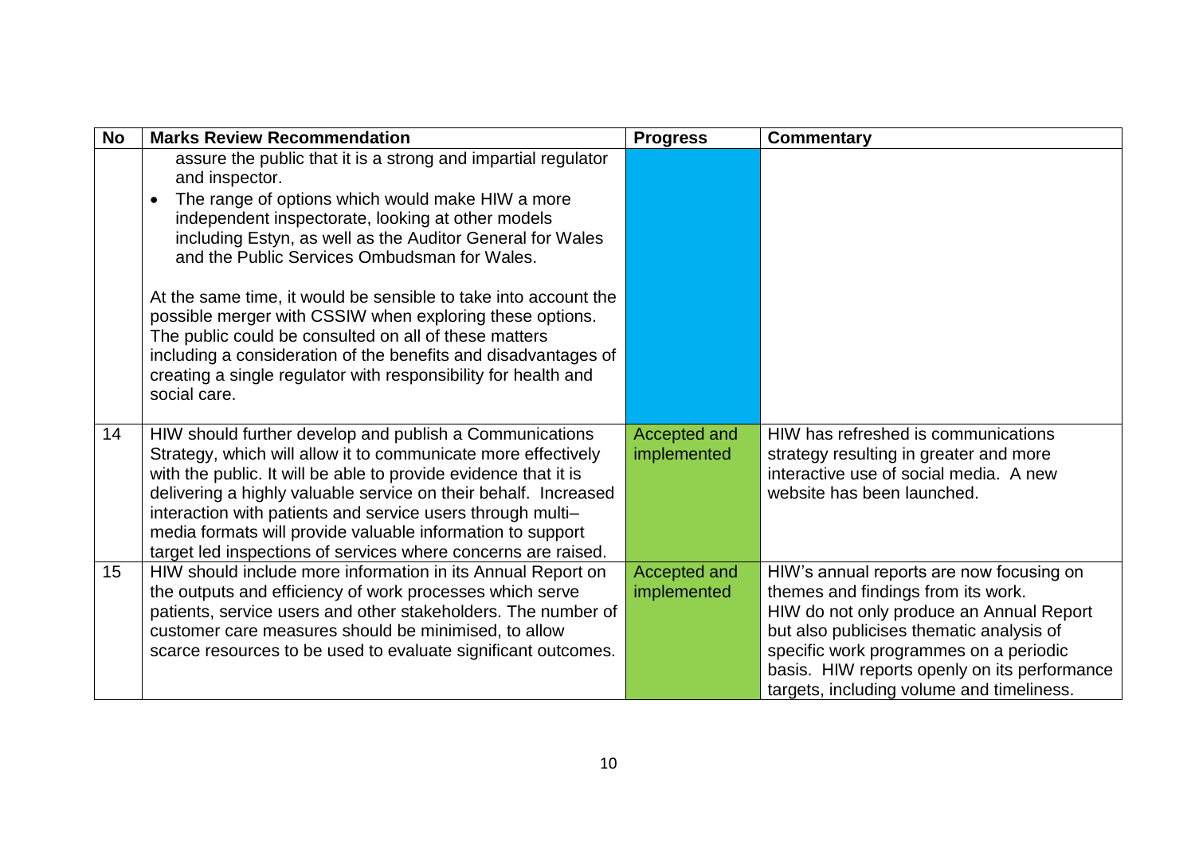| No | Marks Review Recommendation | Progress | Commentary |
|---|---|---|---|
| | assure the public that it is a strong and impartial regulator and inspector.<br>• The range of options which would make HIW a more independent inspectorate, looking at other models including Estyn, as well as the Auditor General for Wales and the Public Services Ombudsman for Wales.<br><br>At the same time, it would be sensible to take into account the possible merger with CSSIW when exploring these options. The public could be consulted on all of these matters including a consideration of the benefits and disadvantages of creating a single regulator with responsibility for health and social care. | | |
| 14 | HIW should further develop and publish a Communications Strategy, which will allow it to communicate more effectively with the public. It will be able to provide evidence that it is delivering a highly valuable service on their behalf. Increased interaction with patients and service users through multi–media formats will provide valuable information to support target led inspections of services where concerns are raised. | Accepted and implemented | HIW has refreshed is communications strategy resulting in greater and more interactive use of social media. A new website has been launched. |
| 15 | HIW should include more information in its Annual Report on the outputs and efficiency of work processes which serve patients, service users and other stakeholders. The number of customer care measures should be minimised, to allow scarce resources to be used to evaluate significant outcomes. | Accepted and implemented | HIW's annual reports are now focusing on themes and findings from its work.<br>HIW do not only produce an Annual Report but also publicises thematic analysis of specific work programmes on a periodic basis. HIW reports openly on its performance targets, including volume and timeliness. |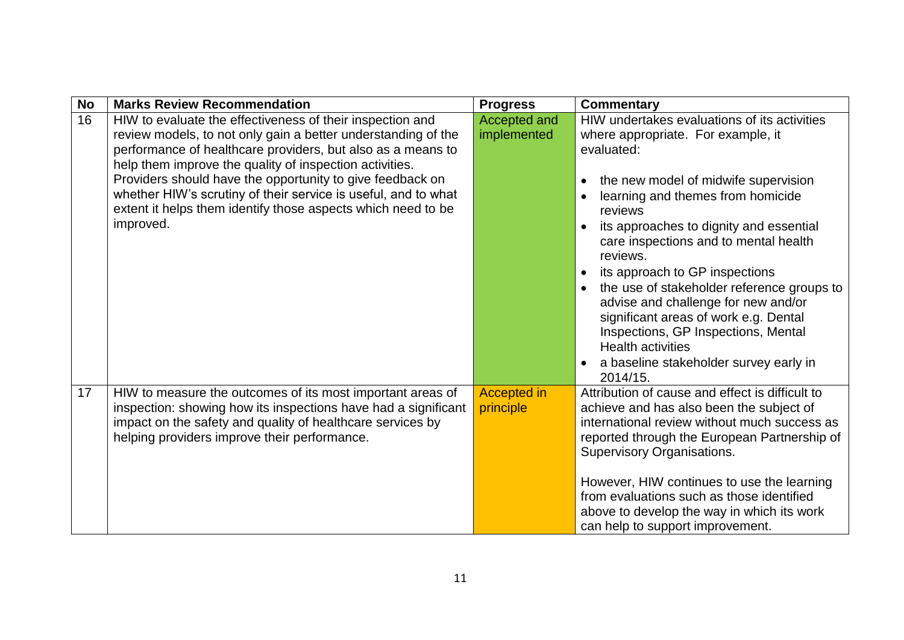| No | Marks Review Recommendation | Progress | Commentary |
|---|---|---|---|
| 16 | HIW to evaluate the effectiveness of their inspection and review models, to not only gain a better understanding of the performance of healthcare providers, but also as a means to help them improve the quality of inspection activities. Providers should have the opportunity to give feedback on whether HIW's scrutiny of their service is useful, and to what extent it helps them identify those aspects which need to be improved. | Accepted and implemented | HIW undertakes evaluations of its activities where appropriate. For example, it evaluated: <br>• the new model of midwife supervision <br>• learning and themes from homicide reviews <br>• its approaches to dignity and essential care inspections and to mental health reviews. <br>• its approach to GP inspections <br>• the use of stakeholder reference groups to advise and challenge for new and/or significant areas of work e.g. Dental Inspections, GP Inspections, Mental Health activities <br>• a baseline stakeholder survey early in 2014/15. |
| 17 | HIW to measure the outcomes of its most important areas of inspection: showing how its inspections have had a significant impact on the safety and quality of healthcare services by helping providers improve their performance. | Accepted in principle | Attribution of cause and effect is difficult to achieve and has also been the subject of international review without much success as reported through the European Partnership of Supervisory Organisations. <br><br>However, HIW continues to use the learning from evaluations such as those identified above to develop the way in which its work can help to support improvement. |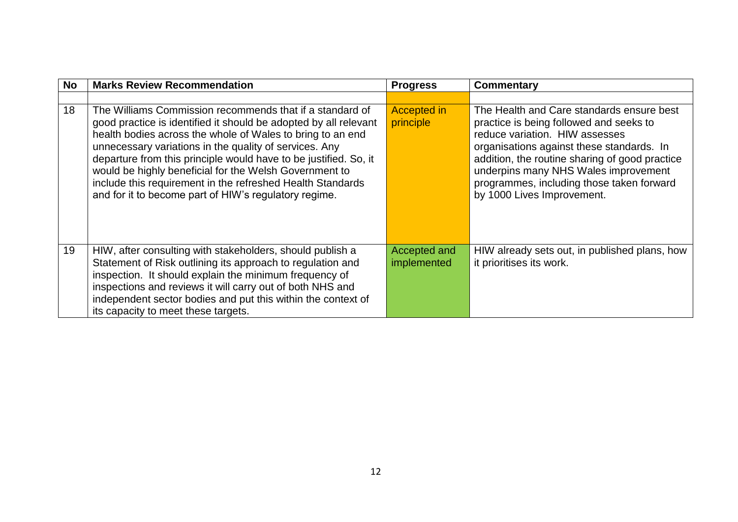| No | Marks Review Recommendation | Progress | Commentary |
| --- | --- | --- | --- |
| | | | |
| 18 | The Williams Commission recommends that if a standard of good practice is identified it should be adopted by all relevant health bodies across the whole of Wales to bring to an end unnecessary variations in the quality of services. Any departure from this principle would have to be justified. So, it would be highly beneficial for the Welsh Government to include this requirement in the refreshed Health Standards and for it to become part of HIW's regulatory regime. | Accepted in principle | The Health and Care standards ensure best practice is being followed and seeks to reduce variation. HIW assesses organisations against these standards. In addition, the routine sharing of good practice underpins many NHS Wales improvement programmes, including those taken forward by 1000 Lives Improvement. |
| 19 | HIW, after consulting with stakeholders, should publish a Statement of Risk outlining its approach to regulation and inspection. It should explain the minimum frequency of inspections and reviews it will carry out of both NHS and independent sector bodies and put this within the context of its capacity to meet these targets. | Accepted and implemented | HIW already sets out, in published plans, how it prioritises its work. |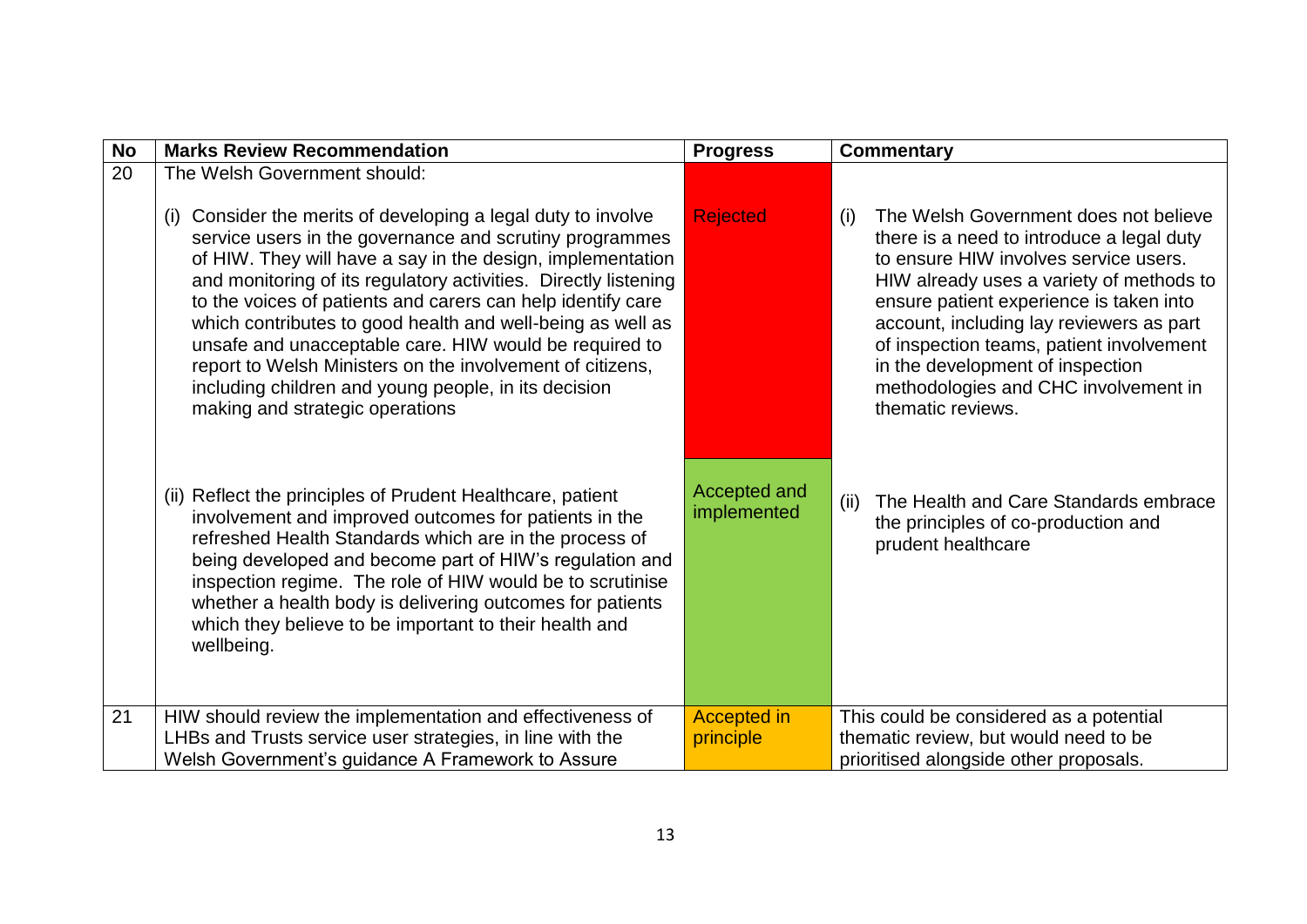| No | Marks Review Recommendation | Progress | Commentary |
|---|---|---|---|
| 20 | The Welsh Government should: | | |
| | (i) Consider the merits of developing a legal duty to involve service users in the governance and scrutiny programmes of HIW. They will have a say in the design, implementation and monitoring of its regulatory activities. Directly listening to the voices of patients and carers can help identify care which contributes to good health and well-being as well as unsafe and unacceptable care. HIW would be required to report to Welsh Ministers on the involvement of citizens, including children and young people, in its decision making and strategic operations | Rejected | (i) The Welsh Government does not believe there is a need to introduce a legal duty to ensure HIW involves service users. HIW already uses a variety of methods to ensure patient experience is taken into account, including lay reviewers as part of inspection teams, patient involvement in the development of inspection methodologies and CHC involvement in thematic reviews. |
| | (ii) Reflect the principles of Prudent Healthcare, patient involvement and improved outcomes for patients in the refreshed Health Standards which are in the process of being developed and become part of HIW's regulation and inspection regime. The role of HIW would be to scrutinise whether a health body is delivering outcomes for patients which they believe to be important to their health and wellbeing. | Accepted and implemented | (ii) The Health and Care Standards embrace the principles of co-production and prudent healthcare |
| 21 | HIW should review the implementation and effectiveness of LHBs and Trusts service user strategies, in line with the Welsh Government's guidance A Framework to Assure | Accepted in principle | This could be considered as a potential thematic review, but would need to be prioritised alongside other proposals. |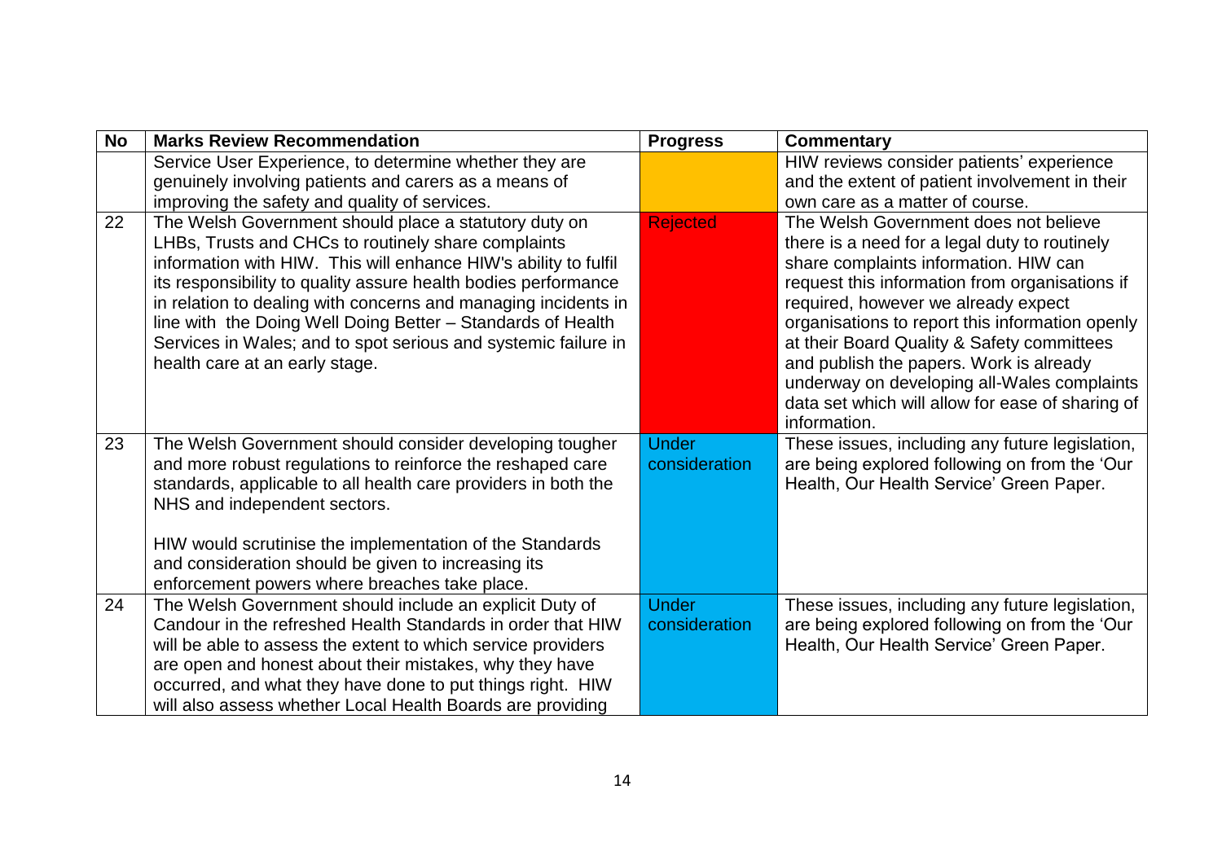| No | Marks Review Recommendation | Progress | Commentary |
|---|---|---|---|
| | Service User Experience, to determine whether they are genuinely involving patients and carers as a means of improving the safety and quality of services. | | HIW reviews consider patients' experience and the extent of patient involvement in their own care as a matter of course. |
| 22 | The Welsh Government should place a statutory duty on LHBs, Trusts and CHCs to routinely share complaints information with HIW. This will enhance HIW's ability to fulfil its responsibility to quality assure health bodies performance in relation to dealing with concerns and managing incidents in line with the Doing Well Doing Better – Standards of Health Services in Wales; and to spot serious and systemic failure in health care at an early stage. | Rejected | The Welsh Government does not believe there is a need for a legal duty to routinely share complaints information. HIW can request this information from organisations if required, however we already expect organisations to report this information openly at their Board Quality & Safety committees and publish the papers. Work is already underway on developing all-Wales complaints data set which will allow for ease of sharing of information. |
| 23 | The Welsh Government should consider developing tougher and more robust regulations to reinforce the reshaped care standards, applicable to all health care providers in both the NHS and independent sectors.<br><br>HIW would scrutinise the implementation of the Standards and consideration should be given to increasing its enforcement powers where breaches take place. | Under consideration | These issues, including any future legislation, are being explored following on from the 'Our Health, Our Health Service' Green Paper. |
| 24 | The Welsh Government should include an explicit Duty of Candour in the refreshed Health Standards in order that HIW will be able to assess the extent to which service providers are open and honest about their mistakes, why they have occurred, and what they have done to put things right. HIW will also assess whether Local Health Boards are providing | Under consideration | These issues, including any future legislation, are being explored following on from the 'Our Health, Our Health Service' Green Paper. |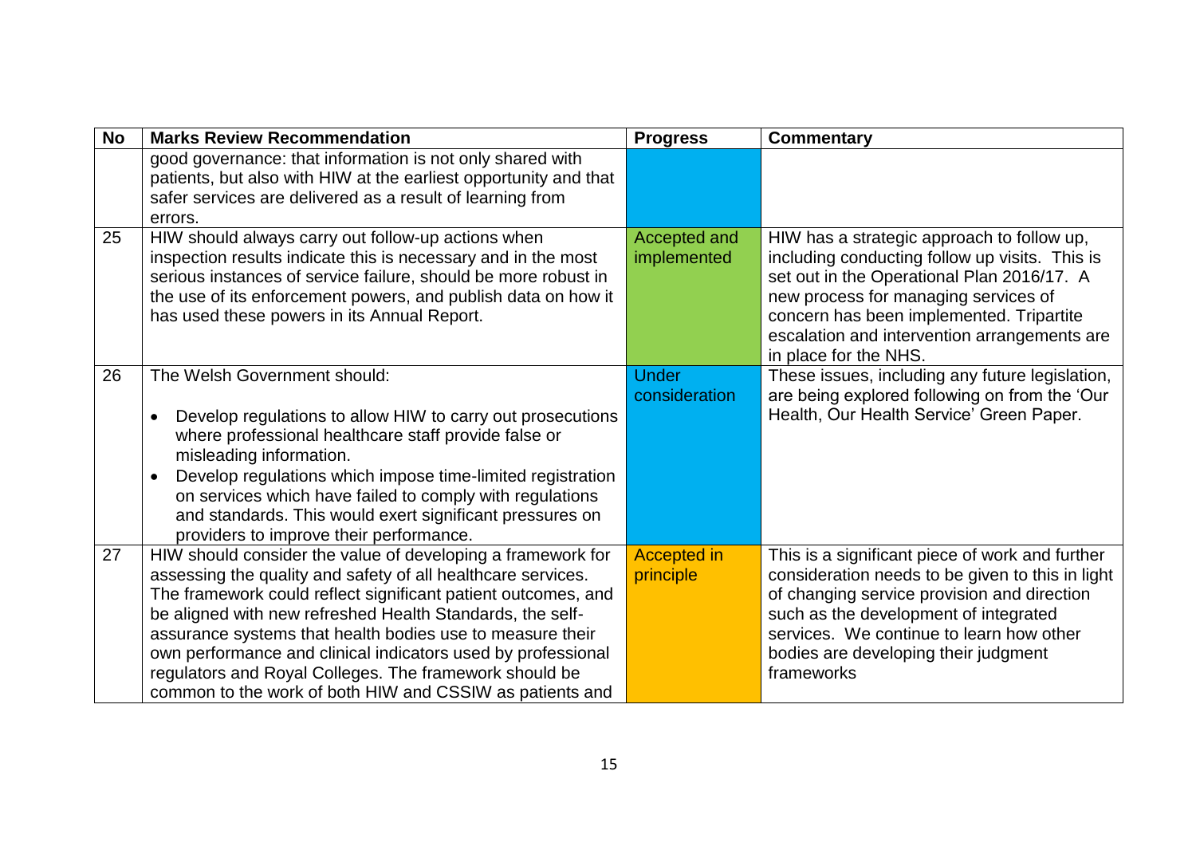| No | Marks Review Recommendation | Progress | Commentary |
|---|---|---|---|
| | good governance: that information is not only shared with patients, but also with HIW at the earliest opportunity and that safer services are delivered as a result of learning from errors. | | |
| 25 | HIW should always carry out follow-up actions when inspection results indicate this is necessary and in the most serious instances of service failure, should be more robust in the use of its enforcement powers, and publish data on how it has used these powers in its Annual Report. | Accepted and implemented | HIW has a strategic approach to follow up, including conducting follow up visits. This is set out in the Operational Plan 2016/17. A new process for managing services of concern has been implemented. Tripartite escalation and intervention arrangements are in place for the NHS. |
| 26 | The Welsh Government should:<br><br>• Develop regulations to allow HIW to carry out prosecutions where professional healthcare staff provide false or misleading information.<br>• Develop regulations which impose time-limited registration on services which have failed to comply with regulations and standards. This would exert significant pressures on providers to improve their performance. | Under consideration | These issues, including any future legislation, are being explored following on from the 'Our Health, Our Health Service' Green Paper. |
| 27 | HIW should consider the value of developing a framework for assessing the quality and safety of all healthcare services. The framework could reflect significant patient outcomes, and be aligned with new refreshed Health Standards, the self-assurance systems that health bodies use to measure their own performance and clinical indicators used by professional regulators and Royal Colleges. The framework should be common to the work of both HIW and CSSIW as patients and | Accepted in principle | This is a significant piece of work and further consideration needs to be given to this in light of changing service provision and direction such as the development of integrated services. We continue to learn how other bodies are developing their judgment frameworks |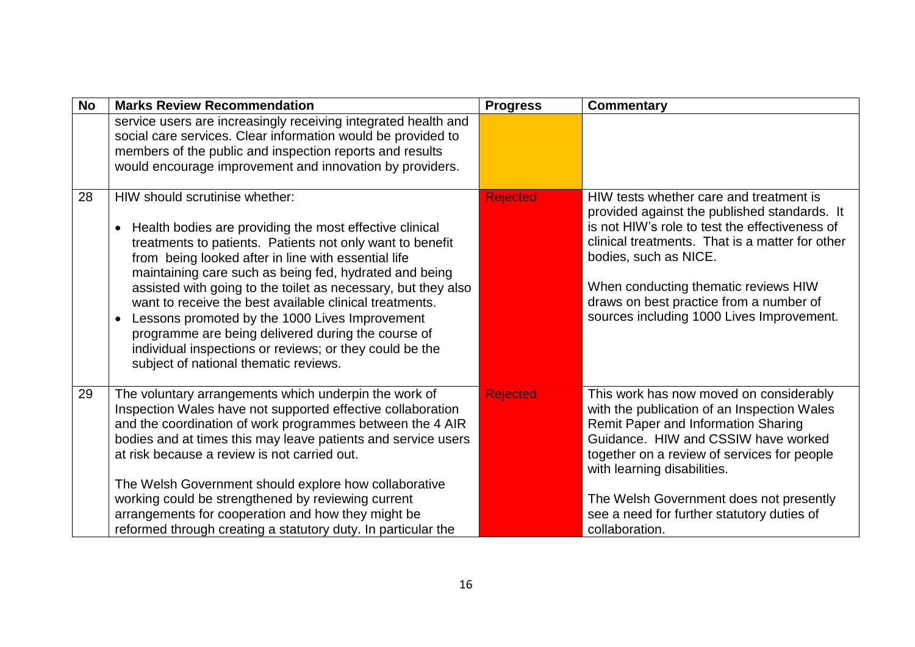| No | Marks Review Recommendation | Progress | Commentary |
|---|---|---|---|
| | service users are increasingly receiving integrated health and social care services. Clear information would be provided to members of the public and inspection reports and results would encourage improvement and innovation by providers. | | |
| 28 | HIW should scrutinise whether:<br><br>• Health bodies are providing the most effective clinical treatments to patients. Patients not only want to benefit from being looked after in line with essential life maintaining care such as being fed, hydrated and being assisted with going to the toilet as necessary, but they also want to receive the best available clinical treatments.<br>• Lessons promoted by the 1000 Lives Improvement programme are being delivered during the course of individual inspections or reviews; or they could be the subject of national thematic reviews. | Rejected | HIW tests whether care and treatment is provided against the published standards. It is not HIW's role to test the effectiveness of clinical treatments. That is a matter for other bodies, such as NICE.<br><br>When conducting thematic reviews HIW draws on best practice from a number of sources including 1000 Lives Improvement. |
| 29 | The voluntary arrangements which underpin the work of Inspection Wales have not supported effective collaboration and the coordination of work programmes between the 4 AIR bodies and at times this may leave patients and service users at risk because a review is not carried out.<br><br>The Welsh Government should explore how collaborative working could be strengthened by reviewing current arrangements for cooperation and how they might be reformed through creating a statutory duty. In particular the | Rejected | This work has now moved on considerably with the publication of an Inspection Wales Remit Paper and Information Sharing Guidance. HIW and CSSIW have worked together on a review of services for people with learning disabilities.<br><br>The Welsh Government does not presently see a need for further statutory duties of collaboration. |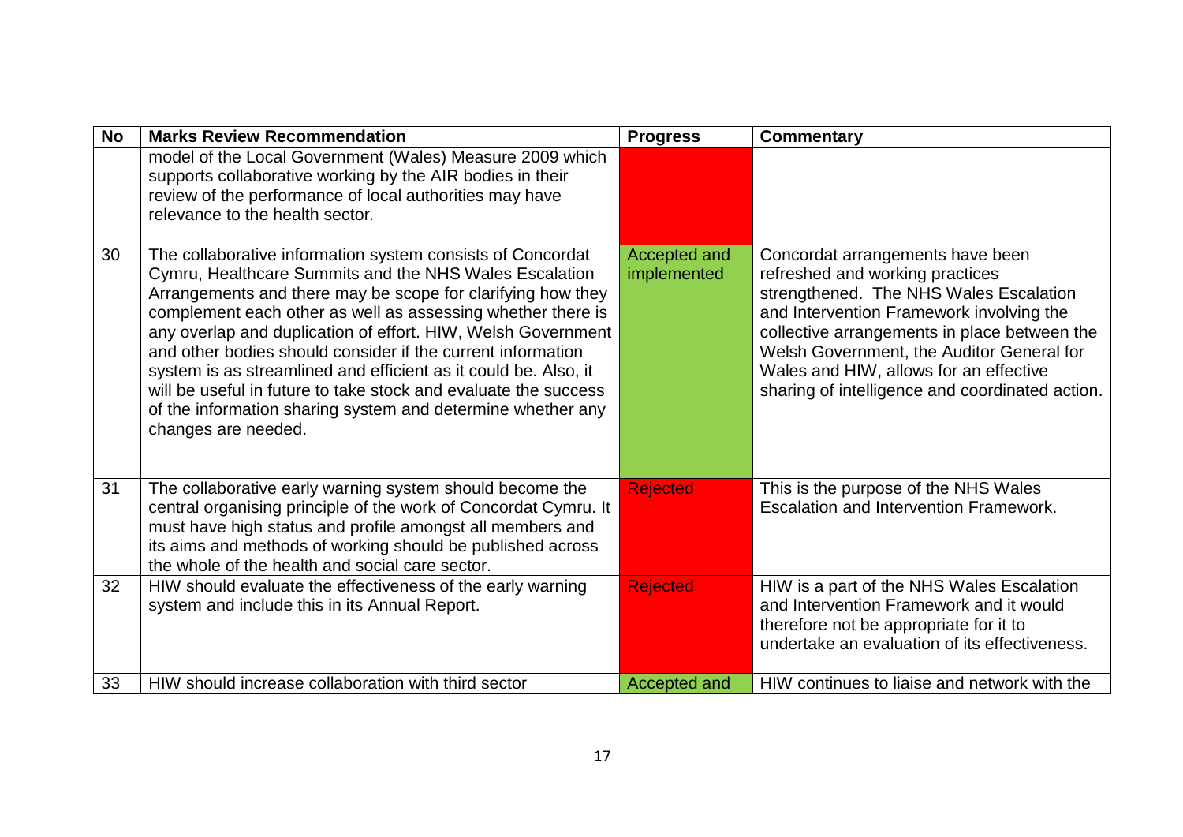| No | Marks Review Recommendation | Progress | Commentary |
|---|---|---|---|
| | model of the Local Government (Wales) Measure 2009 which supports collaborative working by the AIR bodies in their review of the performance of local authorities may have relevance to the health sector. | | |
| 30 | The collaborative information system consists of Concordat Cymru, Healthcare Summits and the NHS Wales Escalation Arrangements and there may be scope for clarifying how they complement each other as well as assessing whether there is any overlap and duplication of effort. HIW, Welsh Government and other bodies should consider if the current information system is as streamlined and efficient as it could be. Also, it will be useful in future to take stock and evaluate the success of the information sharing system and determine whether any changes are needed. | Accepted and implemented | Concordat arrangements have been refreshed and working practices strengthened. The NHS Wales Escalation and Intervention Framework involving the collective arrangements in place between the Welsh Government, the Auditor General for Wales and HIW, allows for an effective sharing of intelligence and coordinated action. |
| 31 | The collaborative early warning system should become the central organising principle of the work of Concordat Cymru. It must have high status and profile amongst all members and its aims and methods of working should be published across the whole of the health and social care sector. | Rejected | This is the purpose of the NHS Wales Escalation and Intervention Framework. |
| 32 | HIW should evaluate the effectiveness of the early warning system and include this in its Annual Report. | Rejected | HIW is a part of the NHS Wales Escalation and Intervention Framework and it would therefore not be appropriate for it to undertake an evaluation of its effectiveness. |
| 33 | HIW should increase collaboration with third sector | Accepted and | HIW continues to liaise and network with the |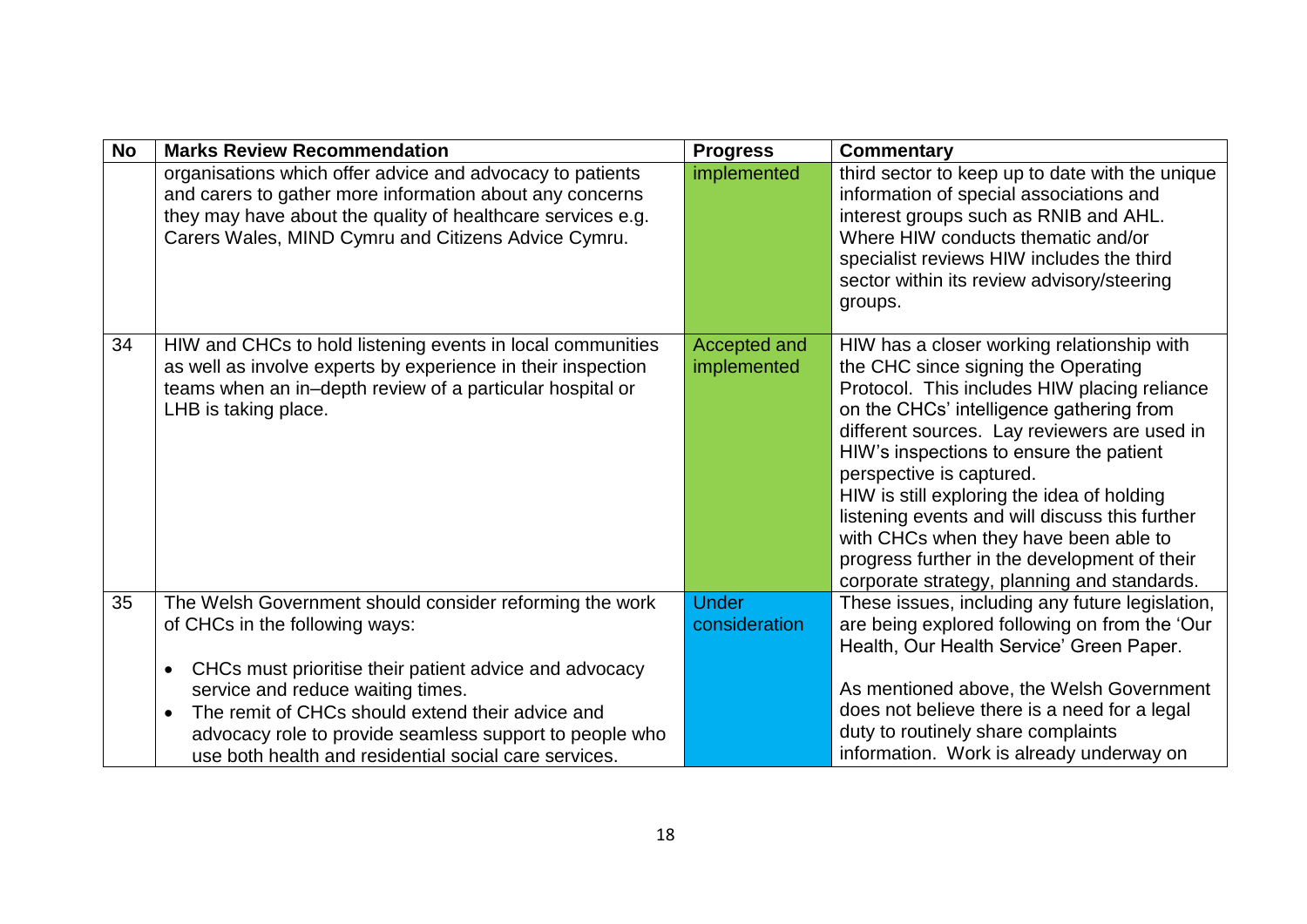| No | Marks Review Recommendation | Progress | Commentary |
|---|---|---|---|
| | organisations which offer advice and advocacy to patients and carers to gather more information about any concerns they may have about the quality of healthcare services e.g. Carers Wales, MIND Cymru and Citizens Advice Cymru. | implemented | third sector to keep up to date with the unique information of special associations and interest groups such as RNIB and AHL. Where HIW conducts thematic and/or specialist reviews HIW includes the third sector within its review advisory/steering groups. |
| 34 | HIW and CHCs to hold listening events in local communities as well as involve experts by experience in their inspection teams when an in–depth review of a particular hospital or LHB is taking place. | Accepted and implemented | HIW has a closer working relationship with the CHC since signing the Operating Protocol. This includes HIW placing reliance on the CHCs' intelligence gathering from different sources. Lay reviewers are used in HIW's inspections to ensure the patient perspective is captured.<br>HIW is still exploring the idea of holding listening events and will discuss this further with CHCs when they have been able to progress further in the development of their corporate strategy, planning and standards. |
| 35 | The Welsh Government should consider reforming the work of CHCs in the following ways:<br><br>• CHCs must prioritise their patient advice and advocacy service and reduce waiting times.<br>• The remit of CHCs should extend their advice and advocacy role to provide seamless support to people who use both health and residential social care services. | Under consideration | These issues, including any future legislation, are being explored following on from the 'Our Health, Our Health Service' Green Paper.<br><br>As mentioned above, the Welsh Government does not believe there is a need for a legal duty to routinely share complaints information. Work is already underway on |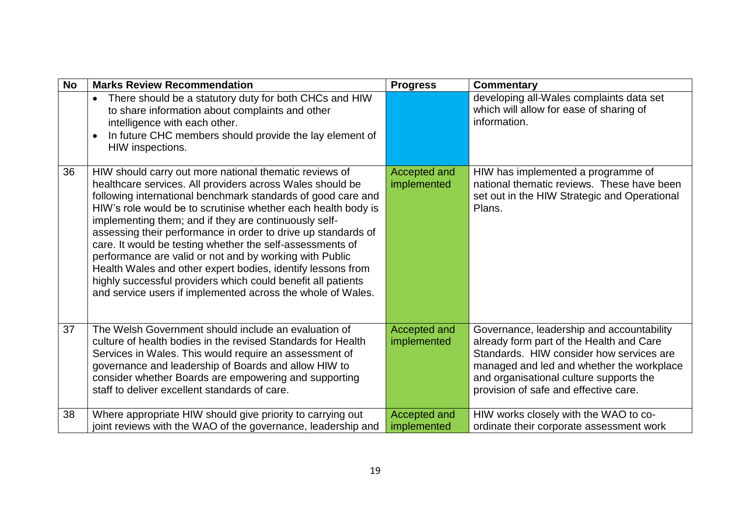| No | Marks Review Recommendation | Progress | Commentary |
|---|---|---|---|
| | • There should be a statutory duty for both CHCs and HIW to share information about complaints and other intelligence with each other.<br>• In future CHC members should provide the lay element of HIW inspections. | | developing all-Wales complaints data set which will allow for ease of sharing of information. |
| 36 | HIW should carry out more national thematic reviews of healthcare services. All providers across Wales should be following international benchmark standards of good care and HIW's role would be to scrutinise whether each health body is implementing them; and if they are continuously self-assessing their performance in order to drive up standards of care. It would be testing whether the self-assessments of performance are valid or not and by working with Public Health Wales and other expert bodies, identify lessons from highly successful providers which could benefit all patients and service users if implemented across the whole of Wales. | Accepted and implemented | HIW has implemented a programme of national thematic reviews. These have been set out in the HIW Strategic and Operational Plans. |
| 37 | The Welsh Government should include an evaluation of culture of health bodies in the revised Standards for Health Services in Wales. This would require an assessment of governance and leadership of Boards and allow HIW to consider whether Boards are empowering and supporting staff to deliver excellent standards of care. | Accepted and implemented | Governance, leadership and accountability already form part of the Health and Care Standards. HIW consider how services are managed and led and whether the workplace and organisational culture supports the provision of safe and effective care. |
| 38 | Where appropriate HIW should give priority to carrying out joint reviews with the WAO of the governance, leadership and | Accepted and implemented | HIW works closely with the WAO to co-ordinate their corporate assessment work |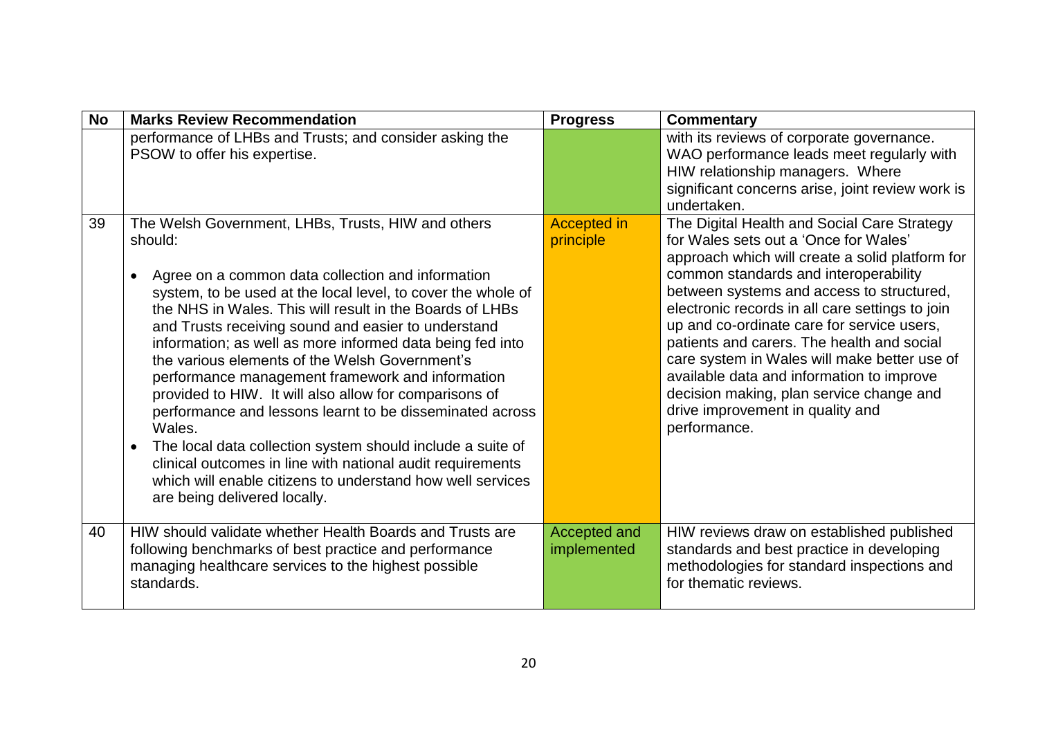| No | Marks Review Recommendation | Progress | Commentary |
|---|---|---|---|
| | performance of LHBs and Trusts; and consider asking the PSOW to offer his expertise. | | with its reviews of corporate governance. WAO performance leads meet regularly with HIW relationship managers. Where significant concerns arise, joint review work is undertaken. |
| 39 | The Welsh Government, LHBs, Trusts, HIW and others should:<br><br>• Agree on a common data collection and information system, to be used at the local level, to cover the whole of the NHS in Wales. This will result in the Boards of LHBs and Trusts receiving sound and easier to understand information; as well as more informed data being fed into the various elements of the Welsh Government's performance management framework and information provided to HIW. It will also allow for comparisons of performance and lessons learnt to be disseminated across Wales.<br>• The local data collection system should include a suite of clinical outcomes in line with national audit requirements which will enable citizens to understand how well services are being delivered locally. | Accepted in principle | The Digital Health and Social Care Strategy for Wales sets out a 'Once for Wales' approach which will create a solid platform for common standards and interoperability between systems and access to structured, electronic records in all care settings to join up and co-ordinate care for service users, patients and carers. The health and social care system in Wales will make better use of available data and information to improve decision making, plan service change and drive improvement in quality and performance. |
| 40 | HIW should validate whether Health Boards and Trusts are following benchmarks of best practice and performance managing healthcare services to the highest possible standards. | Accepted and implemented | HIW reviews draw on established published standards and best practice in developing methodologies for standard inspections and for thematic reviews. |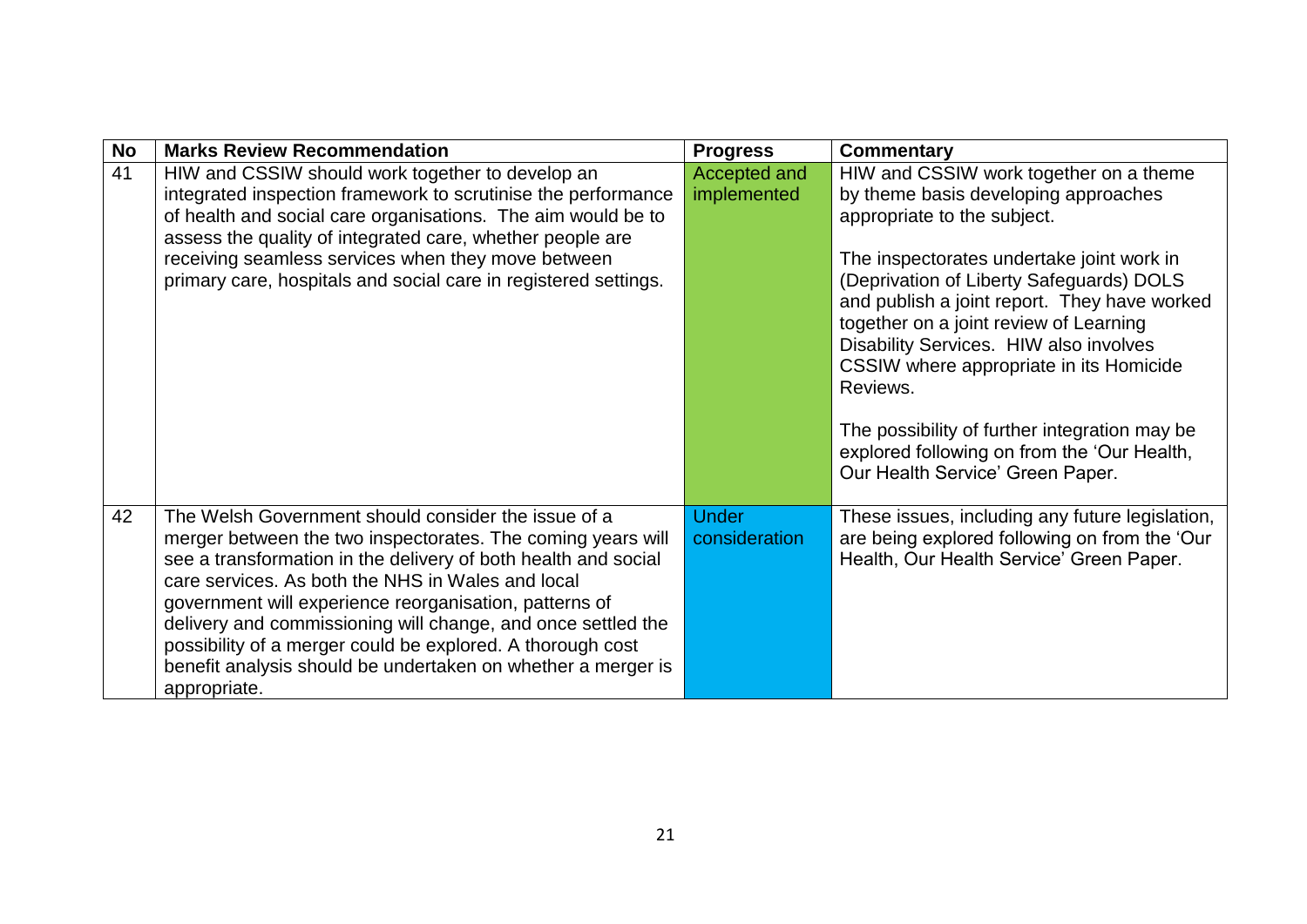| No | Marks Review Recommendation | Progress | Commentary |
|---|---|---|---|
| 41 | HIW and CSSIW should work together to develop an integrated inspection framework to scrutinise the performance of health and social care organisations. The aim would be to assess the quality of integrated care, whether people are receiving seamless services when they move between primary care, hospitals and social care in registered settings. | Accepted and implemented | HIW and CSSIW work together on a theme by theme basis developing approaches appropriate to the subject.<br><br>The inspectorates undertake joint work in (Deprivation of Liberty Safeguards) DOLS and publish a joint report. They have worked together on a joint review of Learning Disability Services. HIW also involves CSSIW where appropriate in its Homicide Reviews.<br><br>The possibility of further integration may be explored following on from the 'Our Health, Our Health Service' Green Paper. |
| 42 | The Welsh Government should consider the issue of a merger between the two inspectorates. The coming years will see a transformation in the delivery of both health and social care services. As both the NHS in Wales and local government will experience reorganisation, patterns of delivery and commissioning will change, and once settled the possibility of a merger could be explored. A thorough cost benefit analysis should be undertaken on whether a merger is appropriate. | Under consideration | These issues, including any future legislation, are being explored following on from the 'Our Health, Our Health Service' Green Paper. |